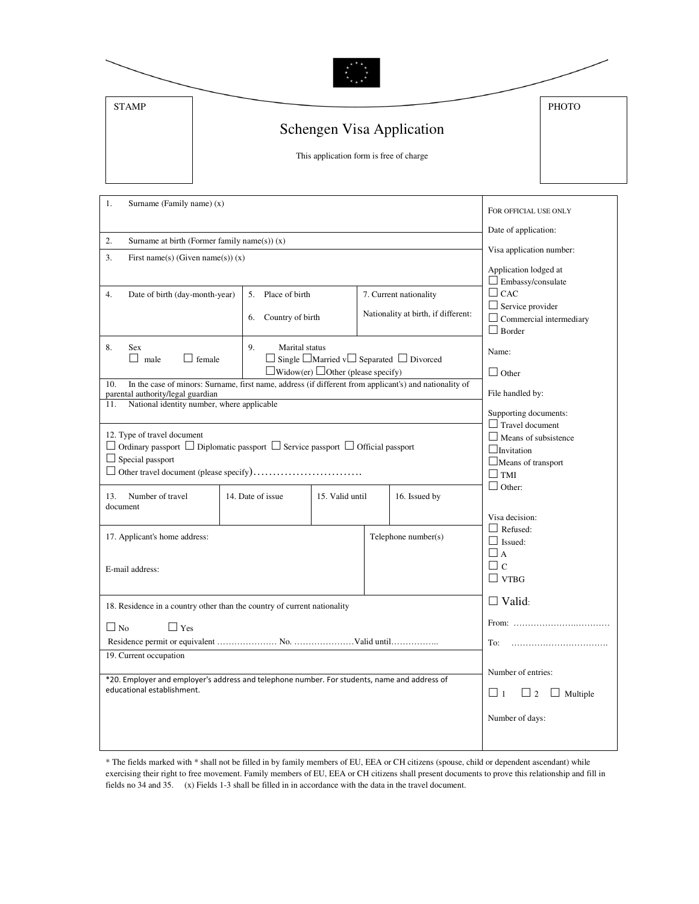STAMP

PHOTO

# Schengen Visa Application

This application form is free of charge

1. Surname (Family name) (x)

2. Surname at birth (Former family name(s)) (x)

3. First name(s) (Given name(s)) (x)

| 4. Date of birth (day-month-year) | 5. Place of birth<br>6. Country of birth | 7. Current nationality<br>Nationality at birth, if different: |
|---|---|---|

| 8. Sex<br>☐ male ☐ female | 9. Marital status<br>☐ Single ☐Married ☐ Separated ☐ Divorced<br>☐Widow(er) ☐Other (please specify) |
|---|---|

10. In the case of minors: Surname, first name, address (if different from applicant's) and nationality of parental authority/legal guardian

11. National identity number, where applicable

12. Type of travel document
☐ Ordinary passport ☐ Diplomatic passport ☐ Service passport ☐ Official passport
☐ Special passport
☐ Other travel document (please specify)……………………….

| 13. Number of travel document | 14. Date of issue | 15. Valid until | 16. Issued by |
|---|---|---|---|

| 17. Applicant's home address:<br><br>E-mail address: | Telephone number(s) |
|---|---|

18. Residence in a country other than the country of current nationality

☐ No ☐ Yes

Residence permit or equivalent ………………… No. …………………Valid until……………..

19. Current occupation

*20. Employer and employer's address and telephone number. For students, name and address of educational establishment.

FOR OFFICIAL USE ONLY

Date of application:

Visa application number:

Application lodged at
☐ Embassy/consulate
☐ CAC
☐ Service provider
☐ Commercial intermediary
☐ Border

Name:

☐ Other

File handled by:

Supporting documents:
☐ Travel document
☐ Means of subsistence
☐Invitation
☐Means of transport
☐ TMI
☐ Other:

Visa decision:
☐ Refused:
☐ Issued:
☐ A
☐ C
☐ VTBG

☐ Valid:

From: ……………………………

To: ……………………………

Number of entries:

☐ 1 ☐ 2 ☐ Multiple

Number of days:

\* The fields marked with * shall not be filled in by family members of EU, EEA or CH citizens (spouse, child or dependent ascendant) while exercising their right to free movement. Family members of EU, EEA or CH citizens shall present documents to prove this relationship and fill in fields no 34 and 35. (x) Fields 1-3 shall be filled in in accordance with the data in the travel document.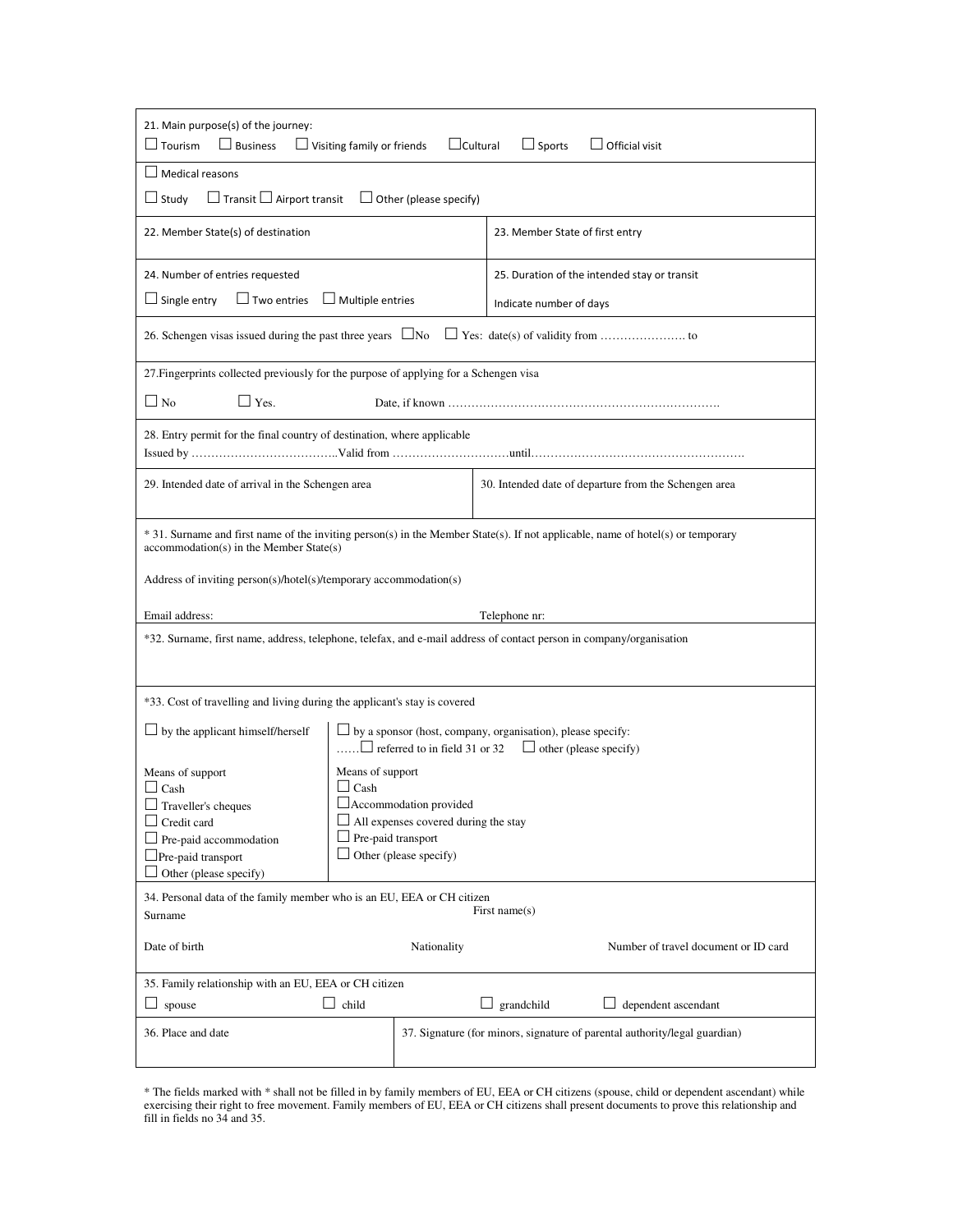21. Main purpose(s) of the journey:
☐ Tourism ☐ Business ☐ Visiting family or friends ☐ Cultural ☐ Sports ☐ Official visit

☐ Medical reasons

☐ Study ☐ Transit ☐ Airport transit ☐ Other (please specify)

| 22. Member State(s) of destination | 23. Member State of first entry |
|---|---|
| 24. Number of entries requested<br>☐ Single entry ☐ Two entries ☐ Multiple entries | 25. Duration of the intended stay or transit<br>Indicate number of days |

26. Schengen visas issued during the past three years ☐No ☐ Yes: date(s) of validity from …………………. to

27.Fingerprints collected previously for the purpose of applying for a Schengen visa

☐ No ☐ Yes. Date, if known …………………………………………………………….

28. Entry permit for the final country of destination, where applicable
Issued by ………………………………..Valid from …………………………until……………………………………………….

| 29. Intended date of arrival in the Schengen area | 30. Intended date of departure from the Schengen area |
|---|---|

\* 31. Surname and first name of the inviting person(s) in the Member State(s). If not applicable, name of hotel(s) or temporary accommodation(s) in the Member State(s)

Address of inviting person(s)/hotel(s)/temporary accommodation(s)

Email address: Telephone nr:

*32. Surname, first name, address, telephone, telefax, and e-mail address of contact person in company/organisation

*33. Cost of travelling and living during the applicant's stay is covered

| ☐ by the applicant himself/herself | ☐ by a sponsor (host, company, organisation), please specify:<br>……☐ referred to in field 31 or 32 ☐ other (please specify) |
|---|---|
| Means of support<br>☐ Cash<br>☐ Traveller's cheques<br>☐ Credit card<br>☐ Pre-paid accommodation<br>☐ Pre-paid transport<br>☐ Other (please specify) | Means of support<br>☐ Cash<br>☐ Accommodation provided<br>☐ All expenses covered during the stay<br>☐ Pre-paid transport<br>☐ Other (please specify) |

34. Personal data of the family member who is an EU, EEA or CH citizen

| Surname | First name(s) | |
|---|---|---|
| Date of birth | Nationality | Number of travel document or ID card |

35. Family relationship with an EU, EEA or CH citizen
☐ spouse ☐ child ☐ grandchild ☐ dependent ascendant

| 36. Place and date | 37. Signature (for minors, signature of parental authority/legal guardian) |
|---|---|

\* The fields marked with * shall not be filled in by family members of EU, EEA or CH citizens (spouse, child or dependent ascendant) while exercising their right to free movement. Family members of EU, EEA or CH citizens shall present documents to prove this relationship and fill in fields no 34 and 35.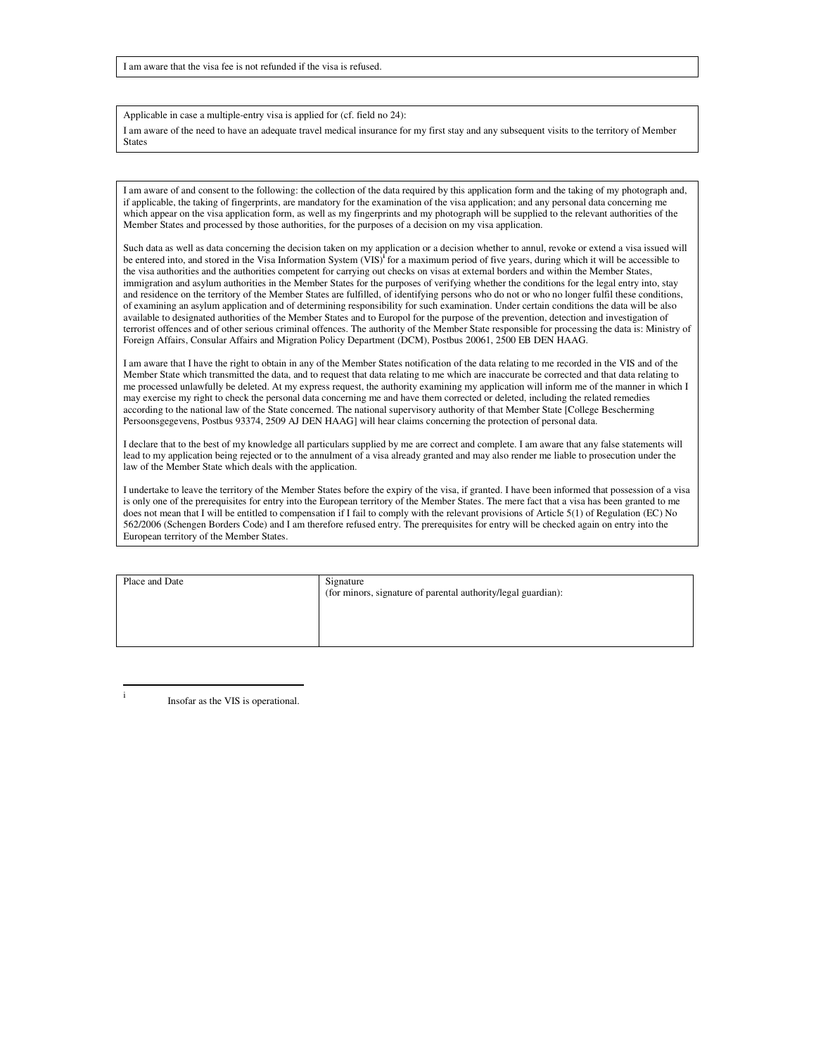I am aware that the visa fee is not refunded if the visa is refused.

Applicable in case a multiple-entry visa is applied for (cf. field no 24):

I am aware of the need to have an adequate travel medical insurance for my first stay and any subsequent visits to the territory of Member States

I am aware of and consent to the following: the collection of the data required by this application form and the taking of my photograph and, if applicable, the taking of fingerprints, are mandatory for the examination of the visa application; and any personal data concerning me which appear on the visa application form, as well as my fingerprints and my photograph will be supplied to the relevant authorities of the Member States and processed by those authorities, for the purposes of a decision on my visa application.

Such data as well as data concerning the decision taken on my application or a decision whether to annul, revoke or extend a visa issued will be entered into, and stored in the Visa Information System (VIS)[i] for a maximum period of five years, during which it will be accessible to the visa authorities and the authorities competent for carrying out checks on visas at external borders and within the Member States, immigration and asylum authorities in the Member States for the purposes of verifying whether the conditions for the legal entry into, stay and residence on the territory of the Member States are fulfilled, of identifying persons who do not or who no longer fulfil these conditions, of examining an asylum application and of determining responsibility for such examination. Under certain conditions the data will be also available to designated authorities of the Member States and to Europol for the purpose of the prevention, detection and investigation of terrorist offences and of other serious criminal offences. The authority of the Member State responsible for processing the data is: Ministry of Foreign Affairs, Consular Affairs and Migration Policy Department (DCM), Postbus 20061, 2500 EB DEN HAAG.

I am aware that I have the right to obtain in any of the Member States notification of the data relating to me recorded in the VIS and of the Member State which transmitted the data, and to request that data relating to me which are inaccurate be corrected and that data relating to me processed unlawfully be deleted. At my express request, the authority examining my application will inform me of the manner in which I may exercise my right to check the personal data concerning me and have them corrected or deleted, including the related remedies according to the national law of the State concerned. The national supervisory authority of that Member State [College Bescherming Persoonsgegevens, Postbus 93374, 2509 AJ DEN HAAG] will hear claims concerning the protection of personal data.

I declare that to the best of my knowledge all particulars supplied by me are correct and complete. I am aware that any false statements will lead to my application being rejected or to the annulment of a visa already granted and may also render me liable to prosecution under the law of the Member State which deals with the application.

I undertake to leave the territory of the Member States before the expiry of the visa, if granted. I have been informed that possession of a visa is only one of the prerequisites for entry into the European territory of the Member States. The mere fact that a visa has been granted to me does not mean that I will be entitled to compensation if I fail to comply with the relevant provisions of Article 5(1) of Regulation (EC) No 562/2006 (Schengen Borders Code) and I am therefore refused entry. The prerequisites for entry will be checked again on entry into the European territory of the Member States.

| Place and Date | Signature (for minors, signature of parental authority/legal guardian): |
| --- | --- |
| | |

[i] Insofar as the VIS is operational.